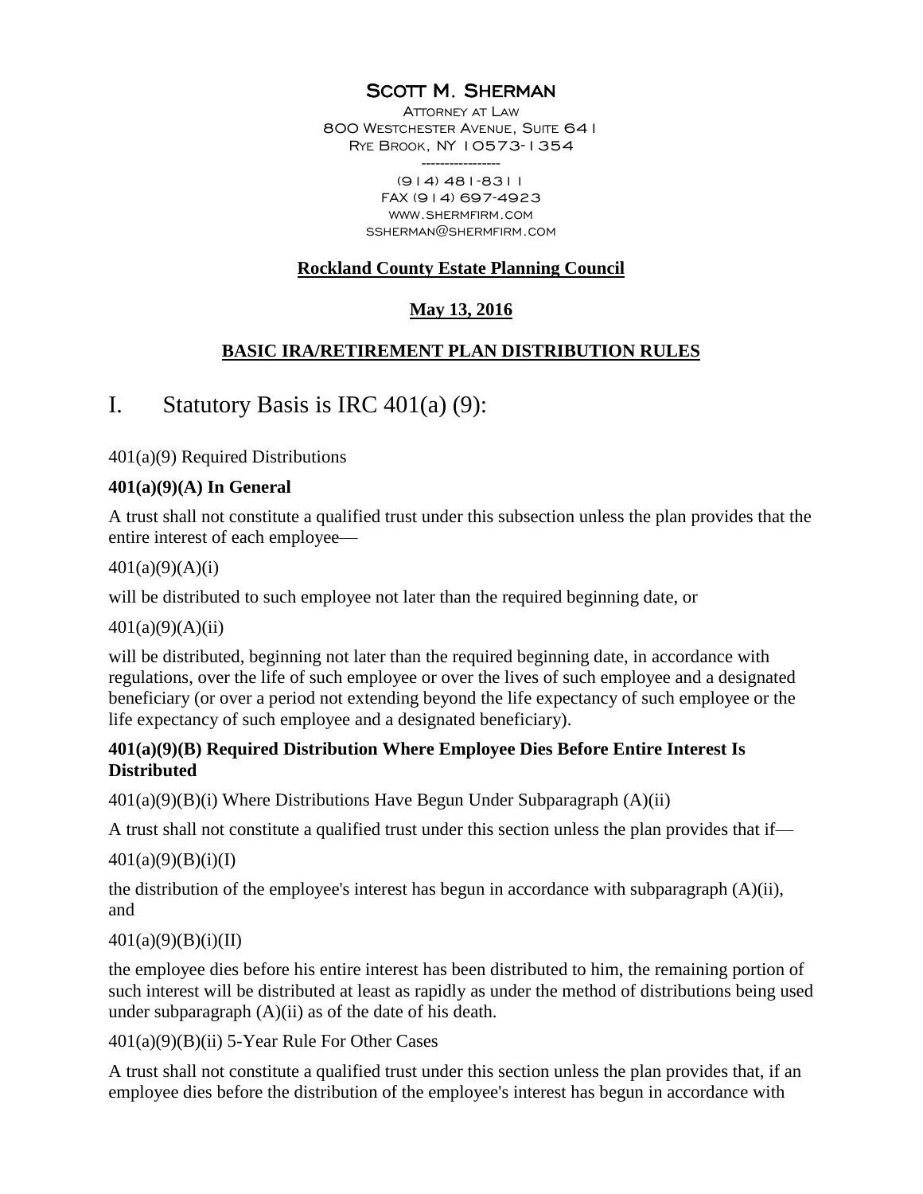**SCOTT M. SHERMAN**
ATTORNEY AT LAW
800 WESTCHESTER AVENUE, SUITE 641
RYE BROOK, NY 10573-1354
-----------------
(914) 481-8311
FAX (914) 697-4923
WWW.SHERMFIRM.COM
SSHERMAN@SHERMFIRM.COM

**Rockland County Estate Planning Council**

**May 13, 2016**

**BASIC IRA/RETIREMENT PLAN DISTRIBUTION RULES**

# I. Statutory Basis is IRC 401(a) (9):

401(a)(9) Required Distributions

**401(a)(9)(A) In General**

A trust shall not constitute a qualified trust under this subsection unless the plan provides that the entire interest of each employee—

401(a)(9)(A)(i)

will be distributed to such employee not later than the required beginning date, or

401(a)(9)(A)(ii)

will be distributed, beginning not later than the required beginning date, in accordance with regulations, over the life of such employee or over the lives of such employee and a designated beneficiary (or over a period not extending beyond the life expectancy of such employee or the life expectancy of such employee and a designated beneficiary).

**401(a)(9)(B) Required Distribution Where Employee Dies Before Entire Interest Is Distributed**

401(a)(9)(B)(i) Where Distributions Have Begun Under Subparagraph (A)(ii)

A trust shall not constitute a qualified trust under this section unless the plan provides that if—

401(a)(9)(B)(i)(I)

the distribution of the employee's interest has begun in accordance with subparagraph (A)(ii), and

401(a)(9)(B)(i)(II)

the employee dies before his entire interest has been distributed to him, the remaining portion of such interest will be distributed at least as rapidly as under the method of distributions being used under subparagraph (A)(ii) as of the date of his death.

401(a)(9)(B)(ii) 5-Year Rule For Other Cases

A trust shall not constitute a qualified trust under this section unless the plan provides that, if an employee dies before the distribution of the employee's interest has begun in accordance with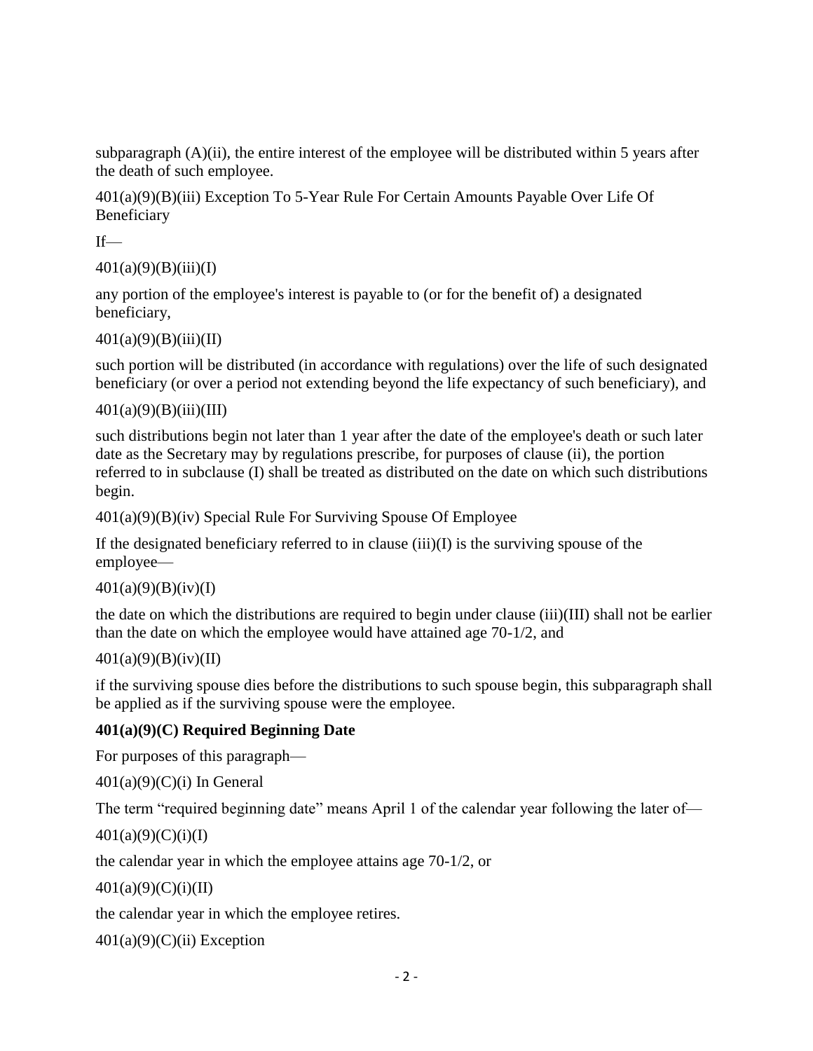subparagraph (A)(ii), the entire interest of the employee will be distributed within 5 years after the death of such employee.

401(a)(9)(B)(iii) Exception To 5-Year Rule For Certain Amounts Payable Over Life Of Beneficiary

If—

401(a)(9)(B)(iii)(I)

any portion of the employee's interest is payable to (or for the benefit of) a designated beneficiary,

401(a)(9)(B)(iii)(II)

such portion will be distributed (in accordance with regulations) over the life of such designated beneficiary (or over a period not extending beyond the life expectancy of such beneficiary), and

401(a)(9)(B)(iii)(III)

such distributions begin not later than 1 year after the date of the employee's death or such later date as the Secretary may by regulations prescribe, for purposes of clause (ii), the portion referred to in subclause (I) shall be treated as distributed on the date on which such distributions begin.

401(a)(9)(B)(iv) Special Rule For Surviving Spouse Of Employee

If the designated beneficiary referred to in clause (iii)(I) is the surviving spouse of the employee—

401(a)(9)(B)(iv)(I)

the date on which the distributions are required to begin under clause (iii)(III) shall not be earlier than the date on which the employee would have attained age 70-1/2, and

401(a)(9)(B)(iv)(II)

if the surviving spouse dies before the distributions to such spouse begin, this subparagraph shall be applied as if the surviving spouse were the employee.

**401(a)(9)(C) Required Beginning Date**

For purposes of this paragraph—

401(a)(9)(C)(i) In General

The term "required beginning date" means April 1 of the calendar year following the later of—

401(a)(9)(C)(i)(I)

the calendar year in which the employee attains age 70-1/2, or

401(a)(9)(C)(i)(II)

the calendar year in which the employee retires.

401(a)(9)(C)(ii) Exception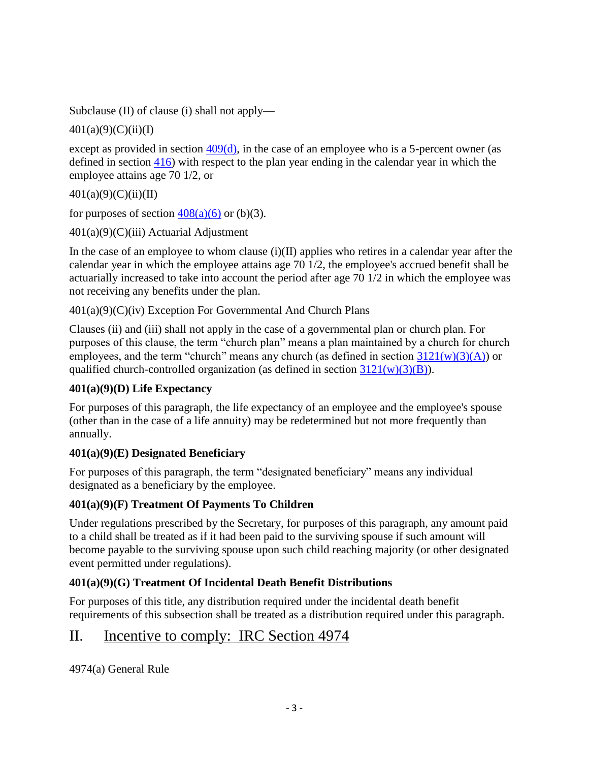Subclause (II) of clause (i) shall not apply—

401(a)(9)(C)(ii)(I)

except as provided in section 409(d), in the case of an employee who is a 5-percent owner (as defined in section 416) with respect to the plan year ending in the calendar year in which the employee attains age 70 1/2, or

401(a)(9)(C)(ii)(II)

for purposes of section 408(a)(6) or (b)(3).

401(a)(9)(C)(iii) Actuarial Adjustment

In the case of an employee to whom clause (i)(II) applies who retires in a calendar year after the calendar year in which the employee attains age 70 1/2, the employee's accrued benefit shall be actuarially increased to take into account the period after age 70 1/2 in which the employee was not receiving any benefits under the plan.

401(a)(9)(C)(iv) Exception For Governmental And Church Plans

Clauses (ii) and (iii) shall not apply in the case of a governmental plan or church plan. For purposes of this clause, the term "church plan" means a plan maintained by a church for church employees, and the term "church" means any church (as defined in section 3121(w)(3)(A)) or qualified church-controlled organization (as defined in section 3121(w)(3)(B)).

**401(a)(9)(D) Life Expectancy**

For purposes of this paragraph, the life expectancy of an employee and the employee's spouse (other than in the case of a life annuity) may be redetermined but not more frequently than annually.

**401(a)(9)(E) Designated Beneficiary**

For purposes of this paragraph, the term "designated beneficiary" means any individual designated as a beneficiary by the employee.

**401(a)(9)(F) Treatment Of Payments To Children**

Under regulations prescribed by the Secretary, for purposes of this paragraph, any amount paid to a child shall be treated as if it had been paid to the surviving spouse if such amount will become payable to the surviving spouse upon such child reaching majority (or other designated event permitted under regulations).

**401(a)(9)(G) Treatment Of Incidental Death Benefit Distributions**

For purposes of this title, any distribution required under the incidental death benefit requirements of this subsection shall be treated as a distribution required under this paragraph.

## II. Incentive to comply: IRC Section 4974

4974(a) General Rule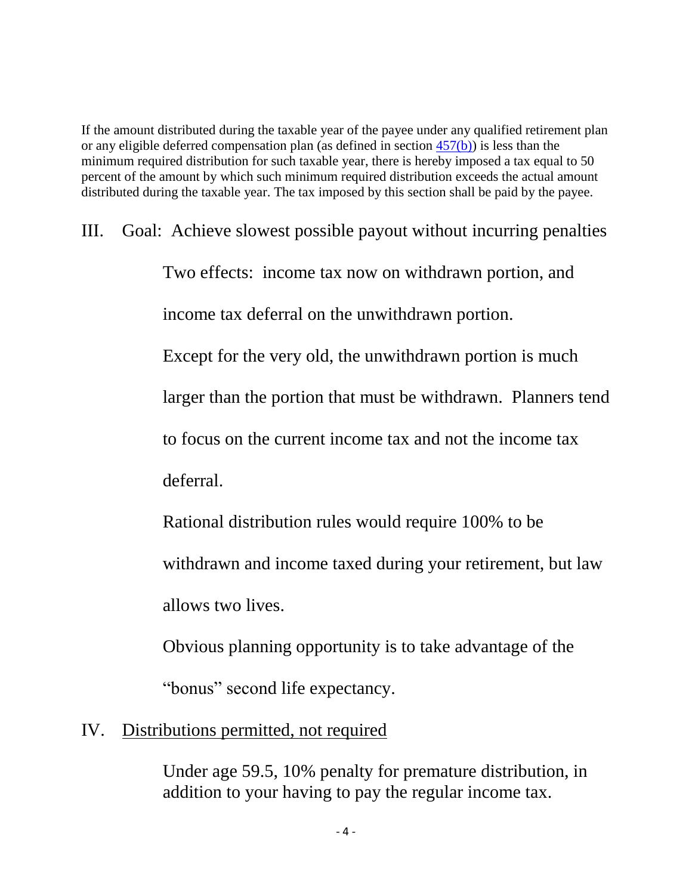If the amount distributed during the taxable year of the payee under any qualified retirement plan or any eligible deferred compensation plan (as defined in section [457(b)](457(b))) is less than the minimum required distribution for such taxable year, there is hereby imposed a tax equal to 50 percent of the amount by which such minimum required distribution exceeds the actual amount distributed during the taxable year. The tax imposed by this section shall be paid by the payee.

## III. Goal: Achieve slowest possible payout without incurring penalties

Two effects: income tax now on withdrawn portion, and income tax deferral on the unwithdrawn portion.

Except for the very old, the unwithdrawn portion is much larger than the portion that must be withdrawn. Planners tend to focus on the current income tax and not the income tax deferral.

Rational distribution rules would require 100% to be withdrawn and income taxed during your retirement, but law allows two lives.

Obvious planning opportunity is to take advantage of the "bonus" second life expectancy.

## IV. <u>Distributions permitted, not required</u>

Under age 59.5, 10% penalty for premature distribution, in addition to your having to pay the regular income tax.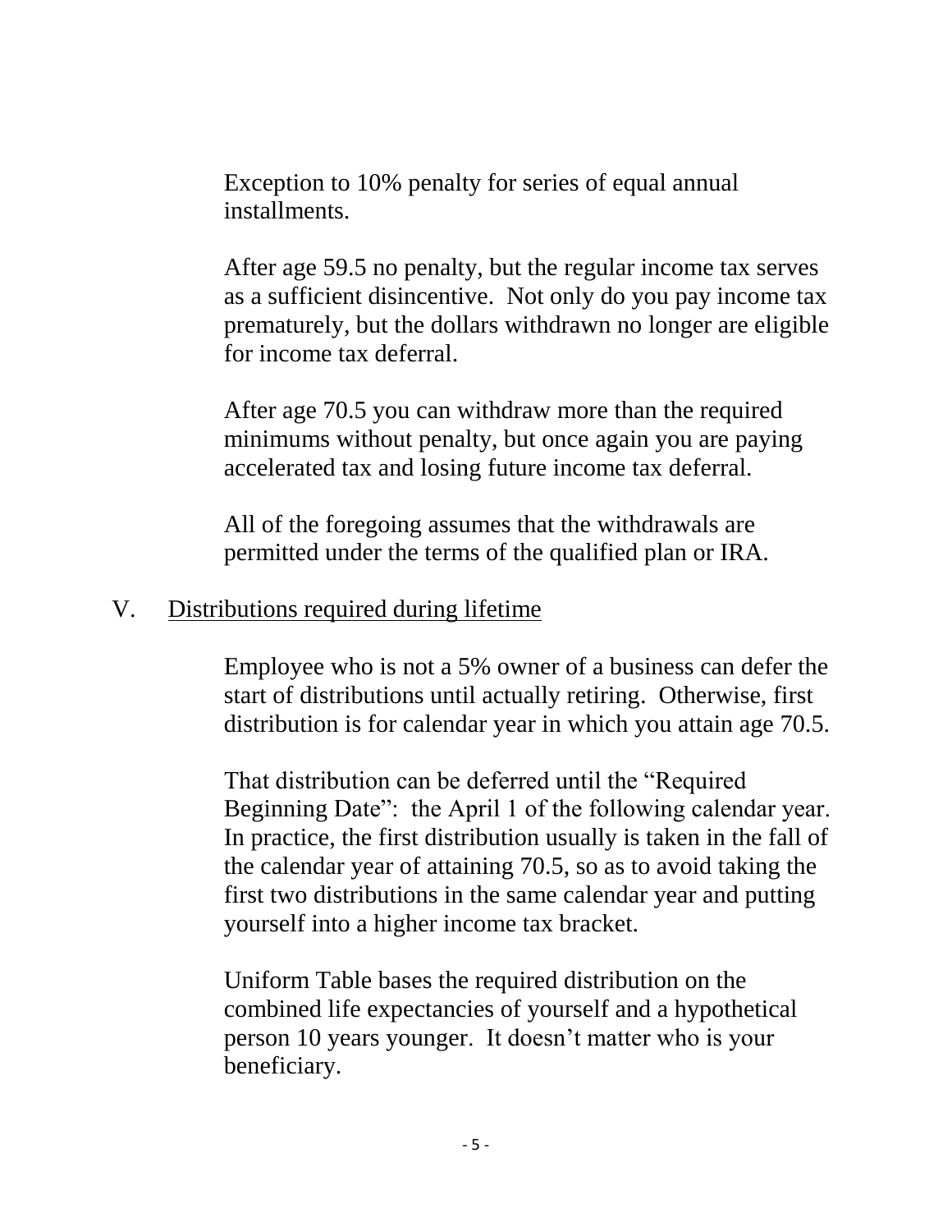Exception to 10% penalty for series of equal annual installments.

After age 59.5 no penalty, but the regular income tax serves as a sufficient disincentive. Not only do you pay income tax prematurely, but the dollars withdrawn no longer are eligible for income tax deferral.

After age 70.5 you can withdraw more than the required minimums without penalty, but once again you are paying accelerated tax and losing future income tax deferral.

All of the foregoing assumes that the withdrawals are permitted under the terms of the qualified plan or IRA.

## V. Distributions required during lifetime

Employee who is not a 5% owner of a business can defer the start of distributions until actually retiring. Otherwise, first distribution is for calendar year in which you attain age 70.5.

That distribution can be deferred until the "Required Beginning Date": the April 1 of the following calendar year. In practice, the first distribution usually is taken in the fall of the calendar year of attaining 70.5, so as to avoid taking the first two distributions in the same calendar year and putting yourself into a higher income tax bracket.

Uniform Table bases the required distribution on the combined life expectancies of yourself and a hypothetical person 10 years younger. It doesn't matter who is your beneficiary.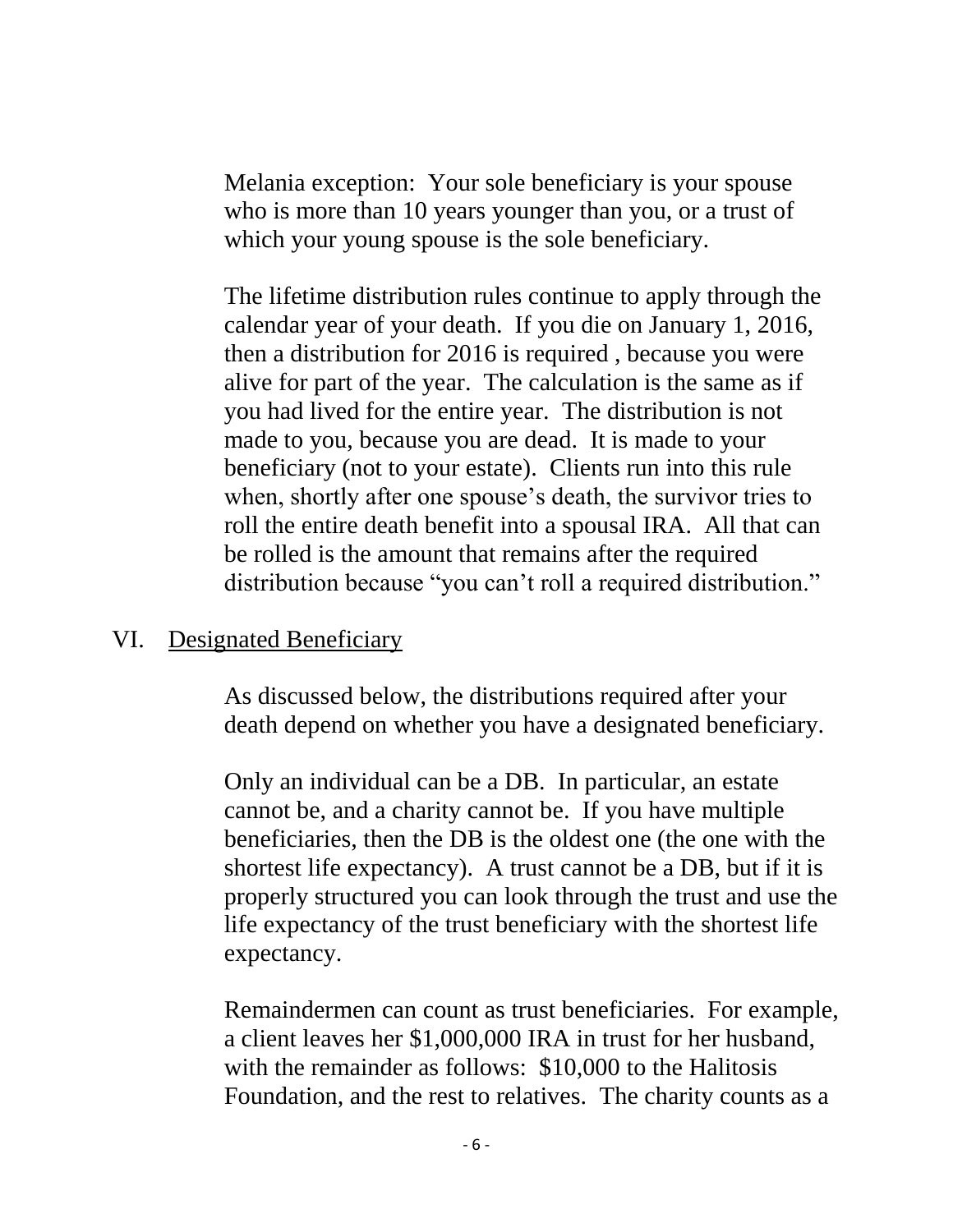Melania exception: Your sole beneficiary is your spouse who is more than 10 years younger than you, or a trust of which your young spouse is the sole beneficiary.

The lifetime distribution rules continue to apply through the calendar year of your death. If you die on January 1, 2016, then a distribution for 2016 is required , because you were alive for part of the year. The calculation is the same as if you had lived for the entire year. The distribution is not made to you, because you are dead. It is made to your beneficiary (not to your estate). Clients run into this rule when, shortly after one spouse's death, the survivor tries to roll the entire death benefit into a spousal IRA. All that can be rolled is the amount that remains after the required distribution because "you can't roll a required distribution."

## VI. Designated Beneficiary

As discussed below, the distributions required after your death depend on whether you have a designated beneficiary.

Only an individual can be a DB. In particular, an estate cannot be, and a charity cannot be. If you have multiple beneficiaries, then the DB is the oldest one (the one with the shortest life expectancy). A trust cannot be a DB, but if it is properly structured you can look through the trust and use the life expectancy of the trust beneficiary with the shortest life expectancy.

Remaindermen can count as trust beneficiaries. For example, a client leaves her $1,000,000 IRA in trust for her husband, with the remainder as follows: $10,000 to the Halitosis Foundation, and the rest to relatives. The charity counts as a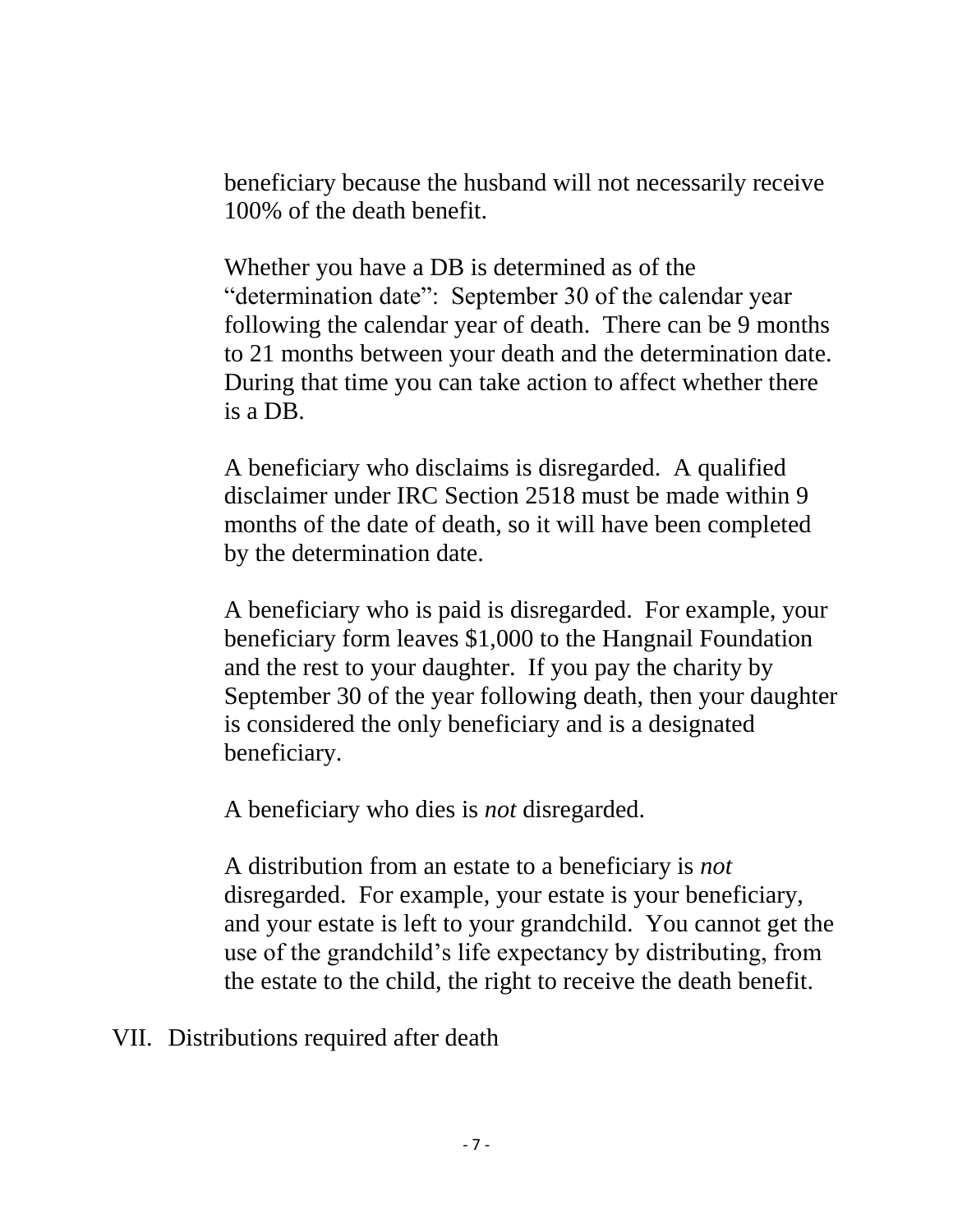beneficiary because the husband will not necessarily receive 100% of the death benefit.

Whether you have a DB is determined as of the "determination date": September 30 of the calendar year following the calendar year of death. There can be 9 months to 21 months between your death and the determination date. During that time you can take action to affect whether there is a DB.

A beneficiary who disclaims is disregarded. A qualified disclaimer under IRC Section 2518 must be made within 9 months of the date of death, so it will have been completed by the determination date.

A beneficiary who is paid is disregarded. For example, your beneficiary form leaves $1,000 to the Hangnail Foundation and the rest to your daughter. If you pay the charity by September 30 of the year following death, then your daughter is considered the only beneficiary and is a designated beneficiary.

A beneficiary who dies is *not* disregarded.

A distribution from an estate to a beneficiary is *not* disregarded. For example, your estate is your beneficiary, and your estate is left to your grandchild. You cannot get the use of the grandchild's life expectancy by distributing, from the estate to the child, the right to receive the death benefit.

## VII. Distributions required after death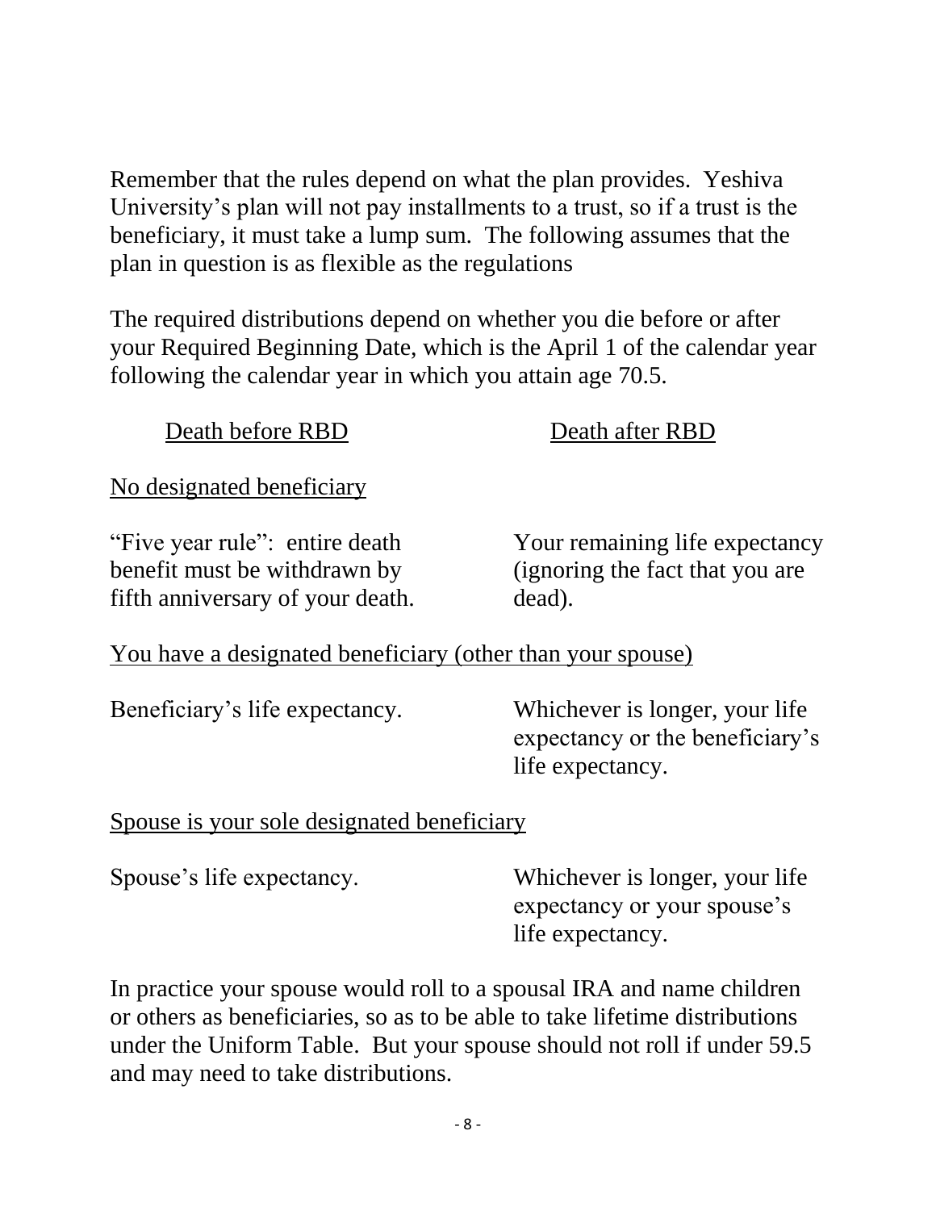Remember that the rules depend on what the plan provides. Yeshiva University's plan will not pay installments to a trust, so if a trust is the beneficiary, it must take a lump sum. The following assumes that the plan in question is as flexible as the regulations

The required distributions depend on whether you die before or after your Required Beginning Date, which is the April 1 of the calendar year following the calendar year in which you attain age 70.5.

| | Death before RBD | Death after RBD |
|---|---|---|
| **No designated beneficiary** | "Five year rule": entire death benefit must be withdrawn by fifth anniversary of your death. | Your remaining life expectancy (ignoring the fact that you are dead). |
| **You have a designated beneficiary (other than your spouse)** | Beneficiary's life expectancy. | Whichever is longer, your life expectancy or the beneficiary's life expectancy. |
| **Spouse is your sole designated beneficiary** | Spouse's life expectancy. | Whichever is longer, your life expectancy or your spouse's life expectancy. |

In practice your spouse would roll to a spousal IRA and name children or others as beneficiaries, so as to be able to take lifetime distributions under the Uniform Table. But your spouse should not roll if under 59.5 and may need to take distributions.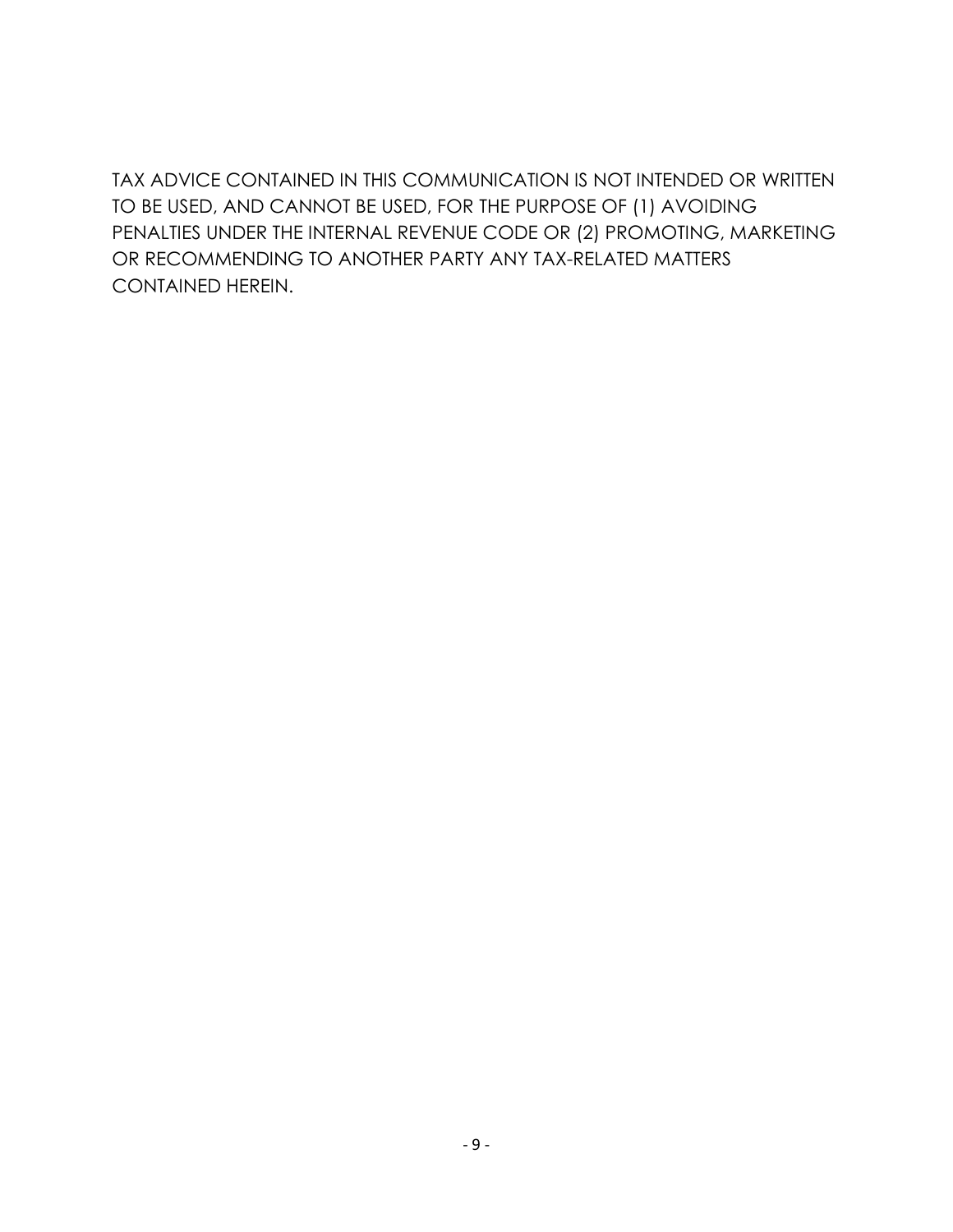TAX ADVICE CONTAINED IN THIS COMMUNICATION IS NOT INTENDED OR WRITTEN TO BE USED, AND CANNOT BE USED, FOR THE PURPOSE OF (1) AVOIDING PENALTIES UNDER THE INTERNAL REVENUE CODE OR (2) PROMOTING, MARKETING OR RECOMMENDING TO ANOTHER PARTY ANY TAX-RELATED MATTERS CONTAINED HEREIN.